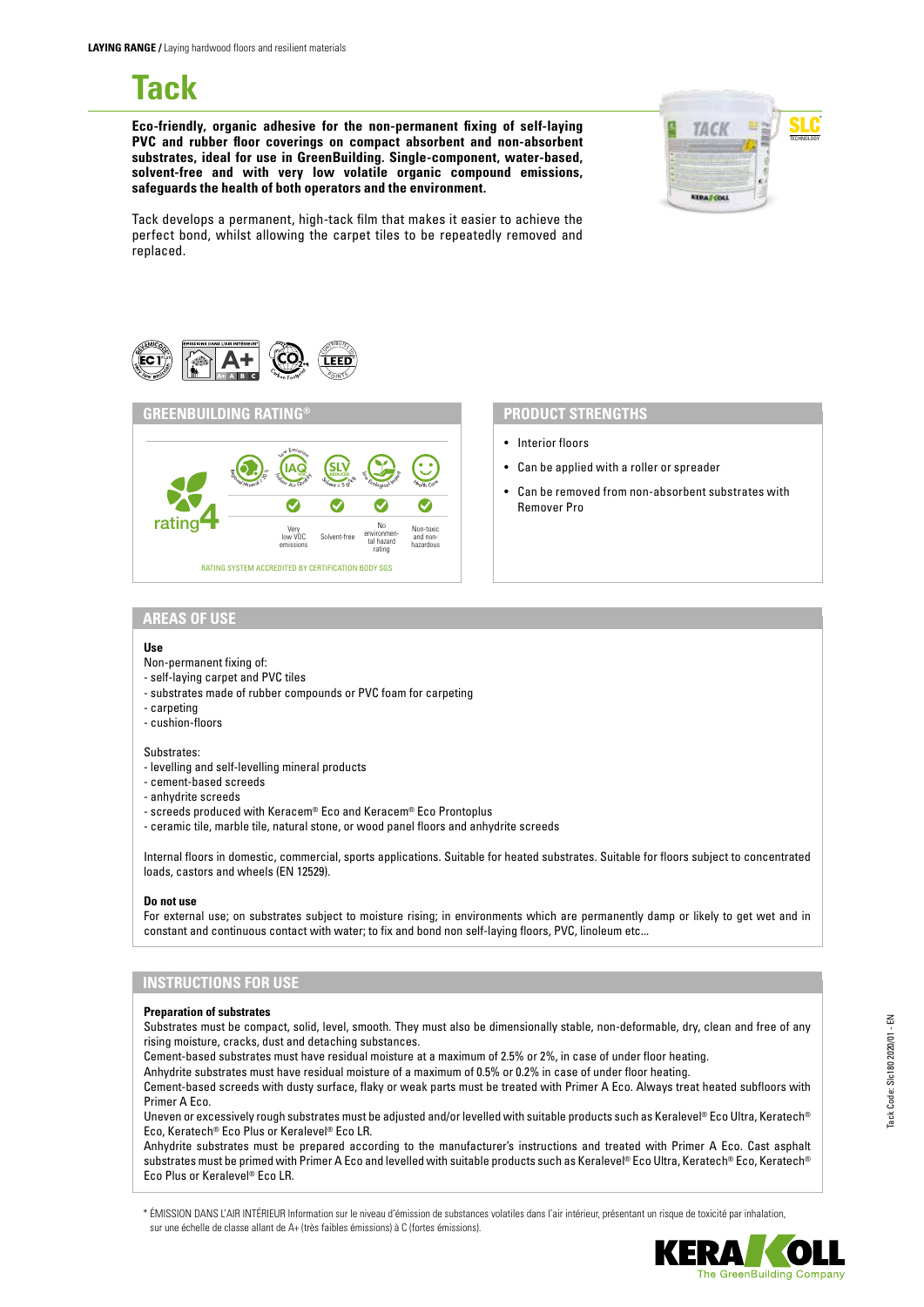**LAYING RANGE /** Laying hardwood floors and resilient materials

# Tack

**Eco-friendly, organic adhesive for the non-permanent fixing of self-laying PVC and rubber floor coverings on compact absorbent and non-absorbent substrates, ideal for use in GreenBuilding. Single-component, water-based, solvent-free and with very low volatile organic compound emissions, safeguards the health of both operators and the environment.**

Tack develops a permanent, high-tack film that makes it easier to achieve the perfect bond, whilst allowing the carpet tiles to be repeatedly removed and replaced.

## GREENBUILDING RATING®

rating 4

| Very low VOC emissions | Solvent-free | No environmental hazard rating | Non-toxic and non-hazardous |
|---|---|---|---|
| ✓ | ✓ | ✓ | ✓ |

RATING SYSTEM ACCREDITED BY CERTIFICATION BODY SGS

## PRODUCT STRENGTHS

- Interior floors
- Can be applied with a roller or spreader
- Can be removed from non-absorbent substrates with Remover Pro

## AREAS OF USE

**Use**

Non-permanent fixing of:
- self-laying carpet and PVC tiles
- substrates made of rubber compounds or PVC foam for carpeting
- carpeting
- cushion-floors

Substrates:
- levelling and self-levelling mineral products
- cement-based screeds
- anhydrite screeds
- screeds produced with Keracem® Eco and Keracem® Eco Prontoplus
- ceramic tile, marble tile, natural stone, or wood panel floors and anhydrite screeds

Internal floors in domestic, commercial, sports applications. Suitable for heated substrates. Suitable for floors subject to concentrated loads, castors and wheels (EN 12529).

**Do not use**

For external use; on substrates subject to moisture rising; in environments which are permanently damp or likely to get wet and in constant and continuous contact with water; to fix and bond non self-laying floors, PVC, linoleum etc...

## INSTRUCTIONS FOR USE

**Preparation of substrates**

Substrates must be compact, solid, level, smooth. They must also be dimensionally stable, non-deformable, dry, clean and free of any rising moisture, cracks, dust and detaching substances.

Cement-based substrates must have residual moisture at a maximum of 2.5% or 2%, in case of under floor heating.

Anhydrite substrates must have residual moisture of a maximum of 0.5% or 0.2% in case of under floor heating.

Cement-based screeds with dusty surface, flaky or weak parts must be treated with Primer A Eco. Always treat heated subfloors with Primer A Eco.

Uneven or excessively rough substrates must be adjusted and/or levelled with suitable products such as Keralevel® Eco Ultra, Keratech® Eco, Keratech® Eco Plus or Keralevel® Eco LR.

Anhydrite substrates must be prepared according to the manufacturer's instructions and treated with Primer A Eco. Cast asphalt substrates must be primed with Primer A Eco and levelled with suitable products such as Keralevel® Eco Ultra, Keratech® Eco, Keratech® Eco Plus or Keralevel® Eco LR.

\* ÉMISSION DANS L'AIR INTÉRIEUR Information sur le niveau d'émission de substances volatiles dans l'air intérieur, présentant un risque de toxicité par inhalation, sur une échelle de classe allant de A+ (très faibles émissions) à C (fortes émissions).

Tack Code: Slc180 2020/01 - EN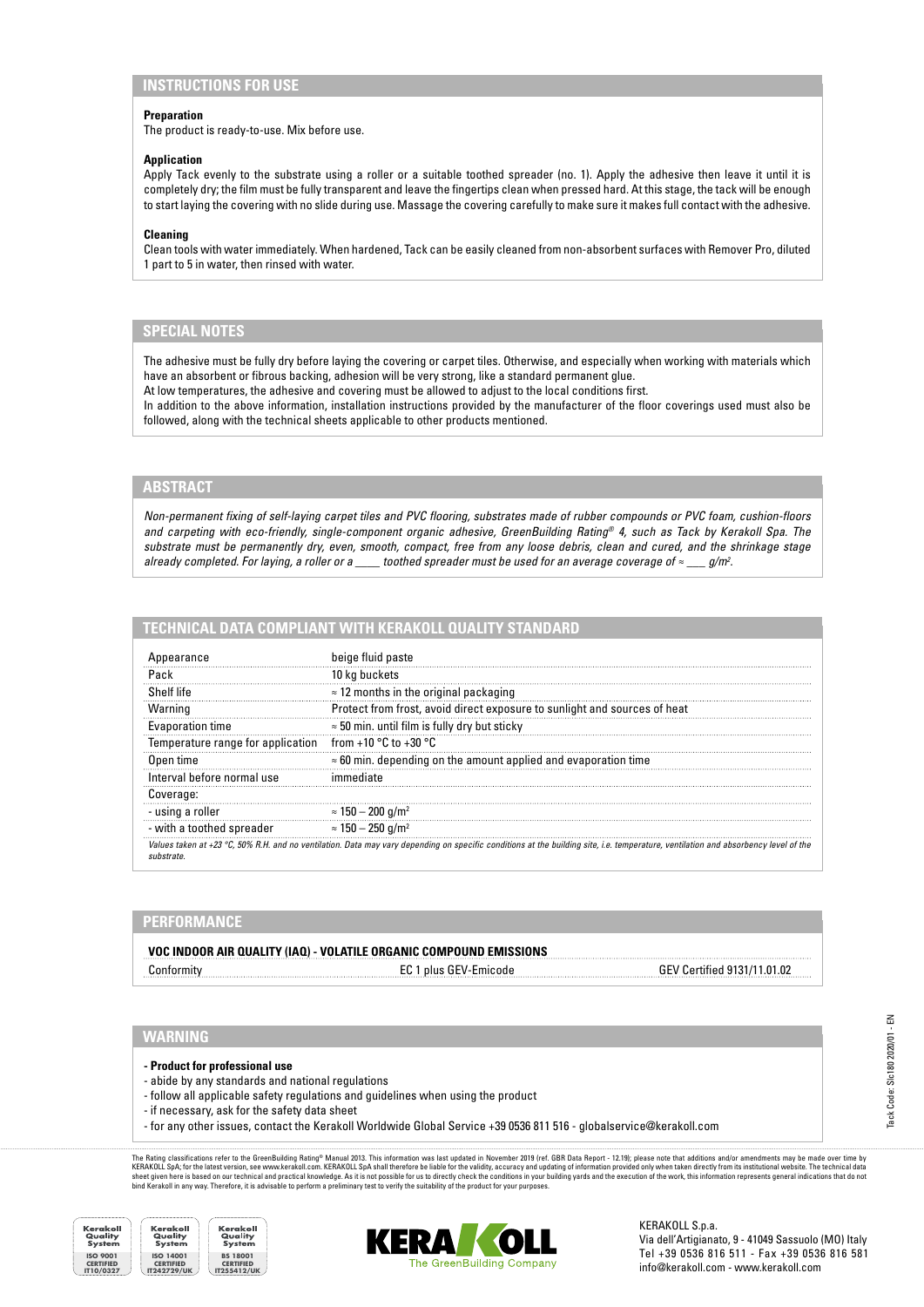## INSTRUCTIONS FOR USE

**Preparation**
The product is ready-to-use. Mix before use.

**Application**
Apply Tack evenly to the substrate using a roller or a suitable toothed spreader (no. 1). Apply the adhesive then leave it until it is completely dry; the film must be fully transparent and leave the fingertips clean when pressed hard. At this stage, the tack will be enough to start laying the covering with no slide during use. Massage the covering carefully to make sure it makes full contact with the adhesive.

**Cleaning**
Clean tools with water immediately. When hardened, Tack can be easily cleaned from non-absorbent surfaces with Remover Pro, diluted 1 part to 5 in water, then rinsed with water.

## SPECIAL NOTES

The adhesive must be fully dry before laying the covering or carpet tiles. Otherwise, and especially when working with materials which have an absorbent or fibrous backing, adhesion will be very strong, like a standard permanent glue.
At low temperatures, the adhesive and covering must be allowed to adjust to the local conditions first.
In addition to the above information, installation instructions provided by the manufacturer of the floor coverings used must also be followed, along with the technical sheets applicable to other products mentioned.

## ABSTRACT

*Non-permanent fixing of self-laying carpet tiles and PVC flooring, substrates made of rubber compounds or PVC foam, cushion-floors and carpeting with eco-friendly, single-component organic adhesive, GreenBuilding Rating® 4, such as Tack by Kerakoll Spa. The substrate must be permanently dry, even, smooth, compact, free from any loose debris, clean and cured, and the shrinkage stage already completed. For laying, a roller or a ____ toothed spreader must be used for an average coverage of ≈ ___ g/m².*

## TECHNICAL DATA COMPLIANT WITH KERAKOLL QUALITY STANDARD

| | |
|---|---|
| Appearance | beige fluid paste |
| Pack | 10 kg buckets |
| Shelf life | ≈ 12 months in the original packaging |
| Warning | Protect from frost, avoid direct exposure to sunlight and sources of heat |
| Evaporation time | ≈ 50 min. until film is fully dry but sticky |
| Temperature range for application | from +10 °C to +30 °C |
| Open time | ≈ 60 min. depending on the amount applied and evaporation time |
| Interval before normal use | immediate |
| Coverage: | |
| - using a roller | ≈ 150 – 200 g/m² |
| - with a toothed spreader | ≈ 150 – 250 g/m² |

*Values taken at +23 °C, 50% R.H. and no ventilation. Data may vary depending on specific conditions at the building site, i.e. temperature, ventilation and absorbency level of the substrate.*

## PERFORMANCE

**VOC INDOOR AIR QUALITY (IAQ) - VOLATILE ORGANIC COMPOUND EMISSIONS**

| | | |
|---|---|---|
| Conformity | EC 1 plus GEV-Emicode | GEV Certified 9131/11.01.02 |

## WARNING

- **Product for professional use**
- abide by any standards and national regulations
- follow all applicable safety regulations and guidelines when using the product
- if necessary, ask for the safety data sheet
- for any other issues, contact the Kerakoll Worldwide Global Service +39 0536 811 516 - globalservice@kerakoll.com

The Rating classifications refer to the GreenBuilding Rating® Manual 2013. This information was last updated in November 2019 (ref. GBR Data Report - 12.19); please note that additions and/or amendments may be made over time by KERAKOLL SpA; for the latest version, see www.kerakoll.com. KERAKOLL SpA shall therefore be liable for the validity, accuracy and updating of information provided only when taken directly from its institutional website. The technical data sheet given here is based on our technical and practical knowledge. As it is not possible for us to directly check the conditions in your building yards and the execution of the work, this information represents general indications that do not bind Kerakoll in any way. Therefore, it is advisable to perform a preliminary test to verify the suitability of the product for your purposes.

Tack Code: S/c180 2020/01 - EN

Kerakoll Quality System ISO 9001 CERTIFIED IT10/0327
Kerakoll Quality System ISO 14001 CERTIFIED IT242729/UK
Kerakoll Quality System BS 18001 CERTIFIED IT255412/UK

KERAKOLL The GreenBuilding Company

KERAKOLL S.p.a.
Via dell'Artigianato, 9 - 41049 Sassuolo (MO) Italy
Tel +39 0536 816 511 - Fax +39 0536 816 581
info@kerakoll.com - www.kerakoll.com